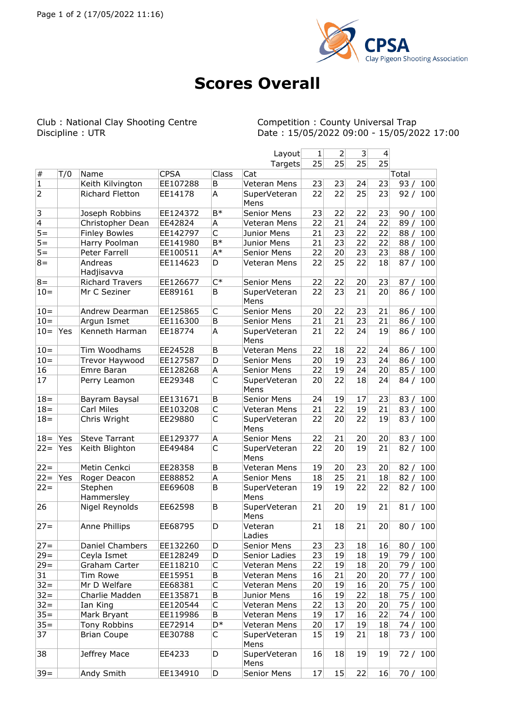# Scores Overall

Club : National Clay Shooting Centre
Discipline : UTR

Competition : County Universal Trap
Date : 15/05/2022 09:00 - 15/05/2022 17:00

| | | | | | Layout | 1 | 2 | 3 | 4 | |
|---|---|---|---|---|---|---|---|---|---|---|
| | | | | | Targets | 25 | 25 | 25 | 25 | |
| # | T/0 | Name | CPSA | Class | Cat | | | | | Total |
| 1 | | Keith Kilvington | EE107288 | B | Veteran Mens | 23 | 23 | 24 | 23 | 93 / 100 |
| 2 | | Richard Fletton | EE14178 | A | SuperVeteran Mens | 22 | 22 | 25 | 23 | 92 / 100 |
| 3 | | Joseph Robbins | EE124372 | B* | Senior Mens | 23 | 22 | 22 | 23 | 90 / 100 |
| 4 | | Christopher Dean | EE42824 | A | Veteran Mens | 22 | 21 | 24 | 22 | 89 / 100 |
| 5= | | Finley Bowles | EE142797 | C | Junior Mens | 21 | 23 | 22 | 22 | 88 / 100 |
| 5= | | Harry Poolman | EE141980 | B* | Junior Mens | 21 | 23 | 22 | 22 | 88 / 100 |
| 5= | | Peter Farrell | EE100511 | A* | Senior Mens | 22 | 20 | 23 | 23 | 88 / 100 |
| 8= | | Andreas Hadjisavva | EE114623 | D | Veteran Mens | 22 | 25 | 22 | 18 | 87 / 100 |
| 8= | | Richard Travers | EE126677 | C* | Senior Mens | 22 | 22 | 20 | 23 | 87 / 100 |
| 10= | | Mr C Seziner | EE89161 | B | SuperVeteran Mens | 22 | 23 | 21 | 20 | 86 / 100 |
| 10= | | Andrew Dearman | EE125865 | C | Senior Mens | 20 | 22 | 23 | 21 | 86 / 100 |
| 10= | | Argun Ismet | EE116300 | B | Senior Mens | 21 | 21 | 23 | 21 | 86 / 100 |
| 10= | Yes | Kenneth Harman | EE18774 | A | SuperVeteran Mens | 21 | 22 | 24 | 19 | 86 / 100 |
| 10= | | Tim Woodhams | EE24528 | B | Veteran Mens | 22 | 18 | 22 | 24 | 86 / 100 |
| 10= | | Trevor Haywood | EE127587 | D | Senior Mens | 20 | 19 | 23 | 24 | 86 / 100 |
| 16 | | Emre Baran | EE128268 | A | Senior Mens | 22 | 19 | 24 | 20 | 85 / 100 |
| 17 | | Perry Leamon | EE29348 | C | SuperVeteran Mens | 20 | 22 | 18 | 24 | 84 / 100 |
| 18= | | Bayram Baysal | EE131671 | B | Senior Mens | 24 | 19 | 17 | 23 | 83 / 100 |
| 18= | | Carl Miles | EE103208 | C | Veteran Mens | 21 | 22 | 19 | 21 | 83 / 100 |
| 18= | | Chris Wright | EE29880 | C | SuperVeteran Mens | 22 | 20 | 22 | 19 | 83 / 100 |
| 18= | Yes | Steve Tarrant | EE129377 | A | Senior Mens | 22 | 21 | 20 | 20 | 83 / 100 |
| 22= | Yes | Keith Blighton | EE49484 | C | SuperVeteran Mens | 22 | 20 | 19 | 21 | 82 / 100 |
| 22= | | Metin Cenkci | EE28358 | B | Veteran Mens | 19 | 20 | 23 | 20 | 82 / 100 |
| 22= | Yes | Roger Deacon | EE88852 | A | Senior Mens | 18 | 25 | 21 | 18 | 82 / 100 |
| 22= | | Stephen Hammersley | EE69608 | B | SuperVeteran Mens | 19 | 19 | 22 | 22 | 82 / 100 |
| 26 | | Nigel Reynolds | EE62598 | B | SuperVeteran Mens | 21 | 20 | 19 | 21 | 81 / 100 |
| 27= | | Anne Phillips | EE68795 | D | Veteran Ladies | 21 | 18 | 21 | 20 | 80 / 100 |
| 27= | | Daniel Chambers | EE132260 | D | Senior Mens | 23 | 23 | 18 | 16 | 80 / 100 |
| 29= | | Ceyla Ismet | EE128249 | D | Senior Ladies | 23 | 19 | 18 | 19 | 79 / 100 |
| 29= | | Graham Carter | EE118210 | C | Veteran Mens | 22 | 19 | 18 | 20 | 79 / 100 |
| 31 | | Tim Rowe | EE15951 | B | Veteran Mens | 16 | 21 | 20 | 20 | 77 / 100 |
| 32= | | Mr D Welfare | EE68381 | C | Veteran Mens | 20 | 19 | 16 | 20 | 75 / 100 |
| 32= | | Charlie Madden | EE135871 | B | Junior Mens | 16 | 19 | 22 | 18 | 75 / 100 |
| 32= | | Ian King | EE120544 | C | Veteran Mens | 22 | 13 | 20 | 20 | 75 / 100 |
| 35= | | Mark Bryant | EE119986 | B | Veteran Mens | 19 | 17 | 16 | 22 | 74 / 100 |
| 35= | | Tony Robbins | EE72914 | D* | Veteran Mens | 20 | 17 | 19 | 18 | 74 / 100 |
| 37 | | Brian Coupe | EE30788 | C | SuperVeteran Mens | 15 | 19 | 21 | 18 | 73 / 100 |
| 38 | | Jeffrey Mace | EE4233 | D | SuperVeteran Mens | 16 | 18 | 19 | 19 | 72 / 100 |
| 39= | | Andy Smith | EE134910 | D | Senior Mens | 17 | 15 | 22 | 16 | 70 / 100 |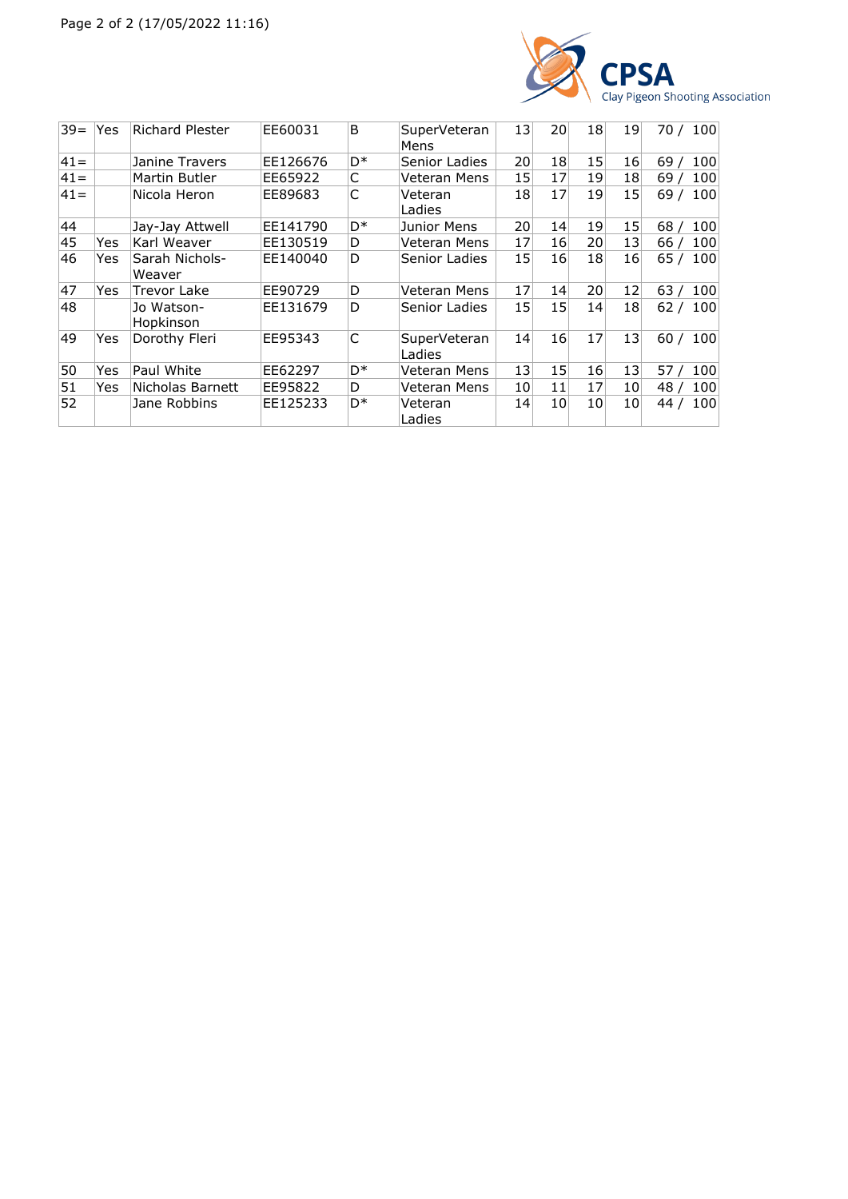| | | | | | | | | | | | |
|---|---|---|---|---|---|---|---|---|---|---|---|
| 39= | Yes | Richard Plester | EE60031 | B | SuperVeteran Mens | 13 | 20 | 18 | 19 | 70 / | 100 |
| 41= | | Janine Travers | EE126676 | D* | Senior Ladies | 20 | 18 | 15 | 16 | 69 / | 100 |
| 41= | | Martin Butler | EE65922 | C | Veteran Mens | 15 | 17 | 19 | 18 | 69 / | 100 |
| 41= | | Nicola Heron | EE89683 | C | Veteran Ladies | 18 | 17 | 19 | 15 | 69 / | 100 |
| 44 | | Jay-Jay Attwell | EE141790 | D* | Junior Mens | 20 | 14 | 19 | 15 | 68 / | 100 |
| 45 | Yes | Karl Weaver | EE130519 | D | Veteran Mens | 17 | 16 | 20 | 13 | 66 / | 100 |
| 46 | Yes | Sarah Nichols-Weaver | EE140040 | D | Senior Ladies | 15 | 16 | 18 | 16 | 65 / | 100 |
| 47 | Yes | Trevor Lake | EE90729 | D | Veteran Mens | 17 | 14 | 20 | 12 | 63 / | 100 |
| 48 | | Jo Watson-Hopkinson | EE131679 | D | Senior Ladies | 15 | 15 | 14 | 18 | 62 / | 100 |
| 49 | Yes | Dorothy Fleri | EE95343 | C | SuperVeteran Ladies | 14 | 16 | 17 | 13 | 60 / | 100 |
| 50 | Yes | Paul White | EE62297 | D* | Veteran Mens | 13 | 15 | 16 | 13 | 57 / | 100 |
| 51 | Yes | Nicholas Barnett | EE95822 | D | Veteran Mens | 10 | 11 | 17 | 10 | 48 / | 100 |
| 52 | | Jane Robbins | EE125233 | D* | Veteran Ladies | 14 | 10 | 10 | 10 | 44 / | 100 |